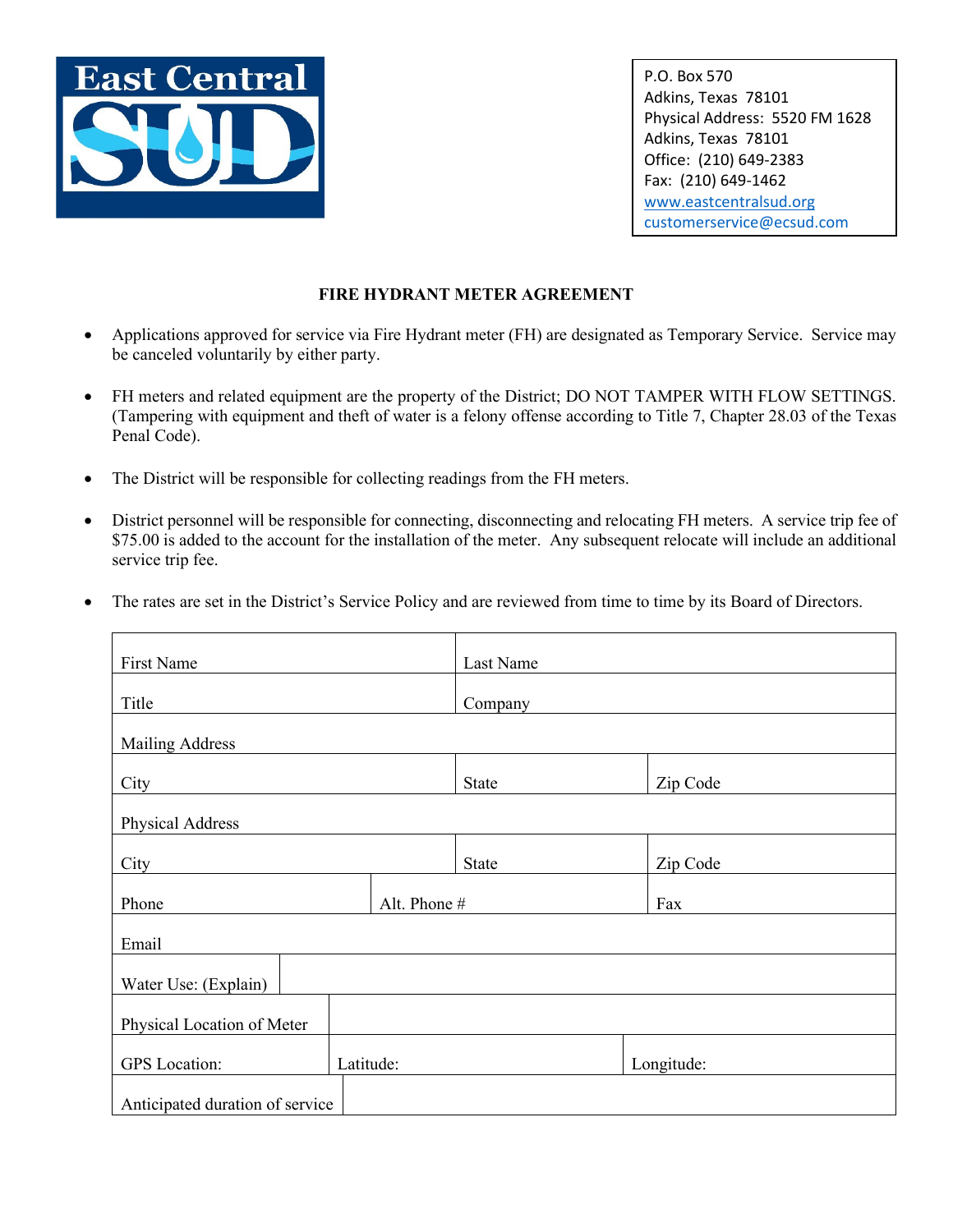East Central SUD

P.O. Box 570
Adkins, Texas 78101
Physical Address: 5520 FM 1628
Adkins, Texas 78101
Office: (210) 649-2383
Fax: (210) 649-1462
www.eastcentralsud.org
customerservice@ecsud.com

## FIRE HYDRANT METER AGREEMENT

- Applications approved for service via Fire Hydrant meter (FH) are designated as Temporary Service. Service may be canceled voluntarily by either party.
- FH meters and related equipment are the property of the District; DO NOT TAMPER WITH FLOW SETTINGS. (Tampering with equipment and theft of water is a felony offense according to Title 7, Chapter 28.03 of the Texas Penal Code).
- The District will be responsible for collecting readings from the FH meters.
- District personnel will be responsible for connecting, disconnecting and relocating FH meters. A service trip fee of $75.00 is added to the account for the installation of the meter. Any subsequent relocate will include an additional service trip fee.
- The rates are set in the District's Service Policy and are reviewed from time to time by its Board of Directors.

| | | |
|---|---|---|
| First Name | Last Name | |
| Title | Company | |
| Mailing Address | | |
| City | State | Zip Code |
| Physical Address | | |
| City | State | Zip Code |
| Phone | Alt. Phone # | Fax |
| Email | | |
| Water Use: (Explain) | | |
| Physical Location of Meter | | |
| GPS Location: | Latitude: | Longitude: |
| Anticipated duration of service | | |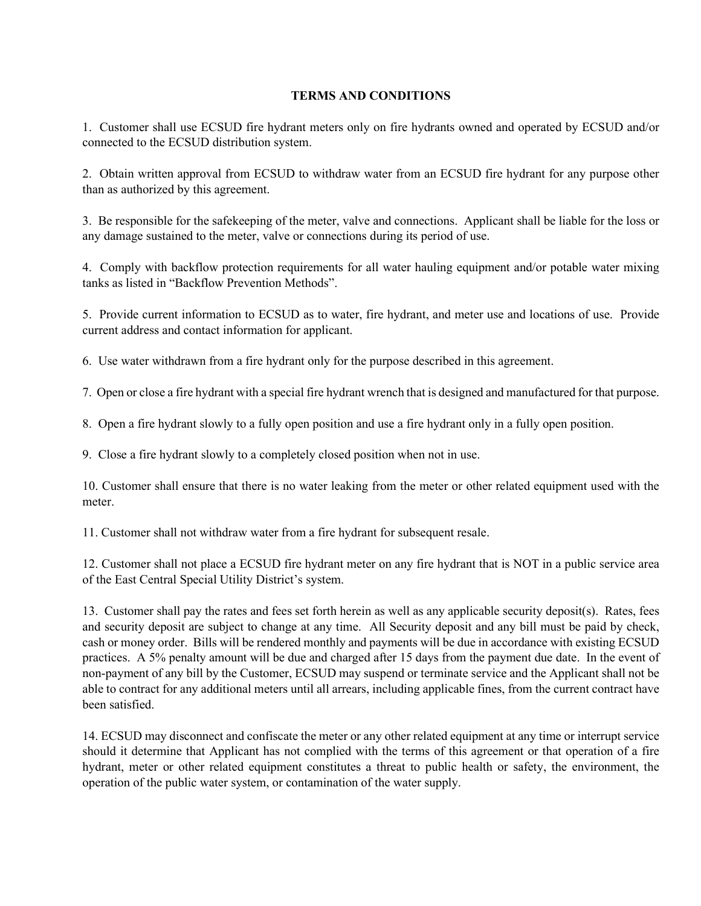## TERMS AND CONDITIONS

1. Customer shall use ECSUD fire hydrant meters only on fire hydrants owned and operated by ECSUD and/or connected to the ECSUD distribution system.

2. Obtain written approval from ECSUD to withdraw water from an ECSUD fire hydrant for any purpose other than as authorized by this agreement.

3. Be responsible for the safekeeping of the meter, valve and connections. Applicant shall be liable for the loss or any damage sustained to the meter, valve or connections during its period of use.

4. Comply with backflow protection requirements for all water hauling equipment and/or potable water mixing tanks as listed in "Backflow Prevention Methods".

5. Provide current information to ECSUD as to water, fire hydrant, and meter use and locations of use. Provide current address and contact information for applicant.

6. Use water withdrawn from a fire hydrant only for the purpose described in this agreement.

7. Open or close a fire hydrant with a special fire hydrant wrench that is designed and manufactured for that purpose.

8. Open a fire hydrant slowly to a fully open position and use a fire hydrant only in a fully open position.

9. Close a fire hydrant slowly to a completely closed position when not in use.

10. Customer shall ensure that there is no water leaking from the meter or other related equipment used with the meter.

11. Customer shall not withdraw water from a fire hydrant for subsequent resale.

12. Customer shall not place a ECSUD fire hydrant meter on any fire hydrant that is NOT in a public service area of the East Central Special Utility District's system.

13. Customer shall pay the rates and fees set forth herein as well as any applicable security deposit(s). Rates, fees and security deposit are subject to change at any time. All Security deposit and any bill must be paid by check, cash or money order. Bills will be rendered monthly and payments will be due in accordance with existing ECSUD practices. A 5% penalty amount will be due and charged after 15 days from the payment due date. In the event of non-payment of any bill by the Customer, ECSUD may suspend or terminate service and the Applicant shall not be able to contract for any additional meters until all arrears, including applicable fines, from the current contract have been satisfied.

14. ECSUD may disconnect and confiscate the meter or any other related equipment at any time or interrupt service should it determine that Applicant has not complied with the terms of this agreement or that operation of a fire hydrant, meter or other related equipment constitutes a threat to public health or safety, the environment, the operation of the public water system, or contamination of the water supply.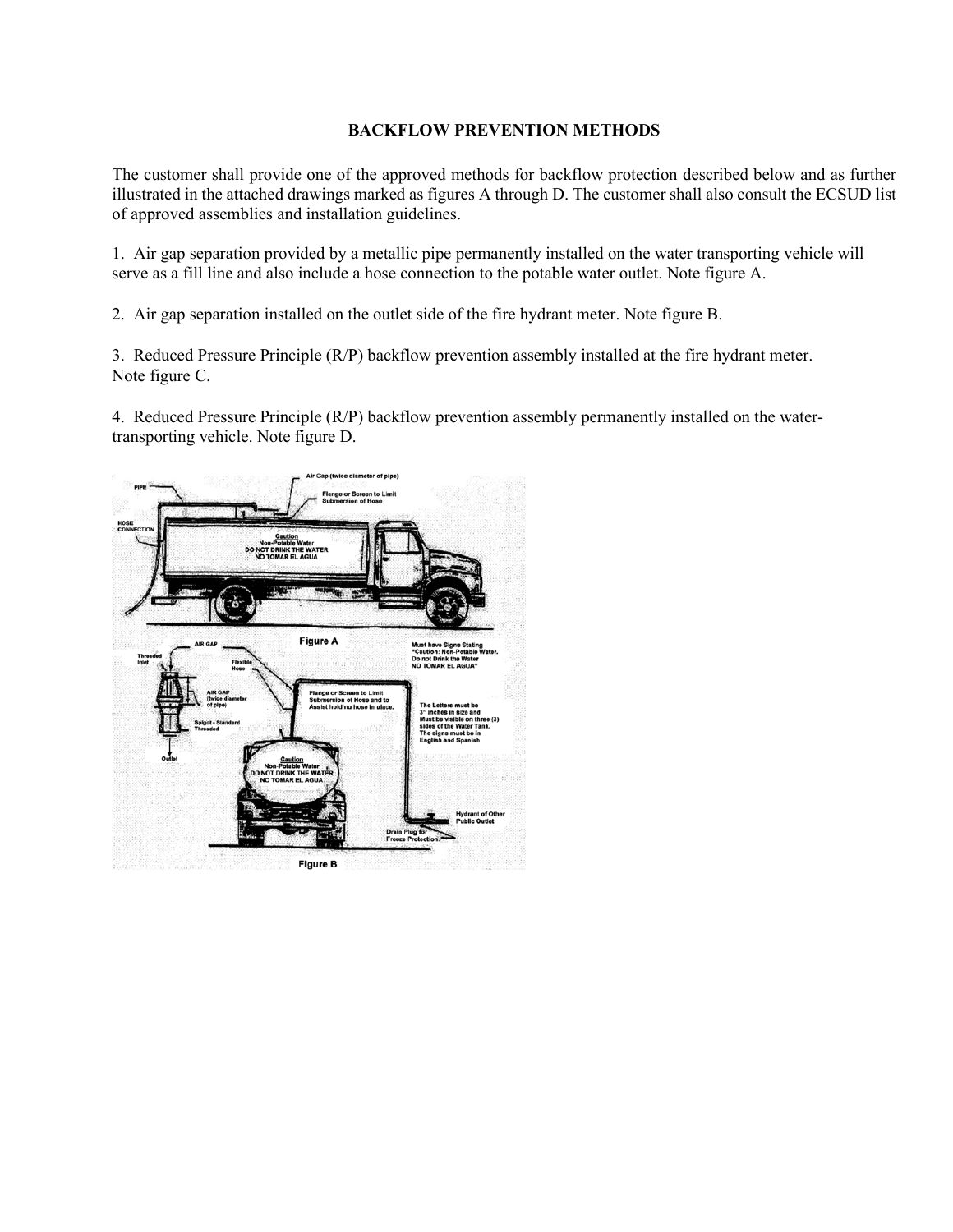## BACKFLOW PREVENTION METHODS

The customer shall provide one of the approved methods for backflow protection described below and as further illustrated in the attached drawings marked as figures A through D. The customer shall also consult the ECSUD list of approved assemblies and installation guidelines.

1. Air gap separation provided by a metallic pipe permanently installed on the water transporting vehicle will serve as a fill line and also include a hose connection to the potable water outlet. Note figure A.

2. Air gap separation installed on the outlet side of the fire hydrant meter. Note figure B.

3. Reduced Pressure Principle (R/P) backflow prevention assembly installed at the fire hydrant meter. Note figure C.

4. Reduced Pressure Principle (R/P) backflow prevention assembly permanently installed on the water-transporting vehicle. Note figure D.

Figure A

Figure B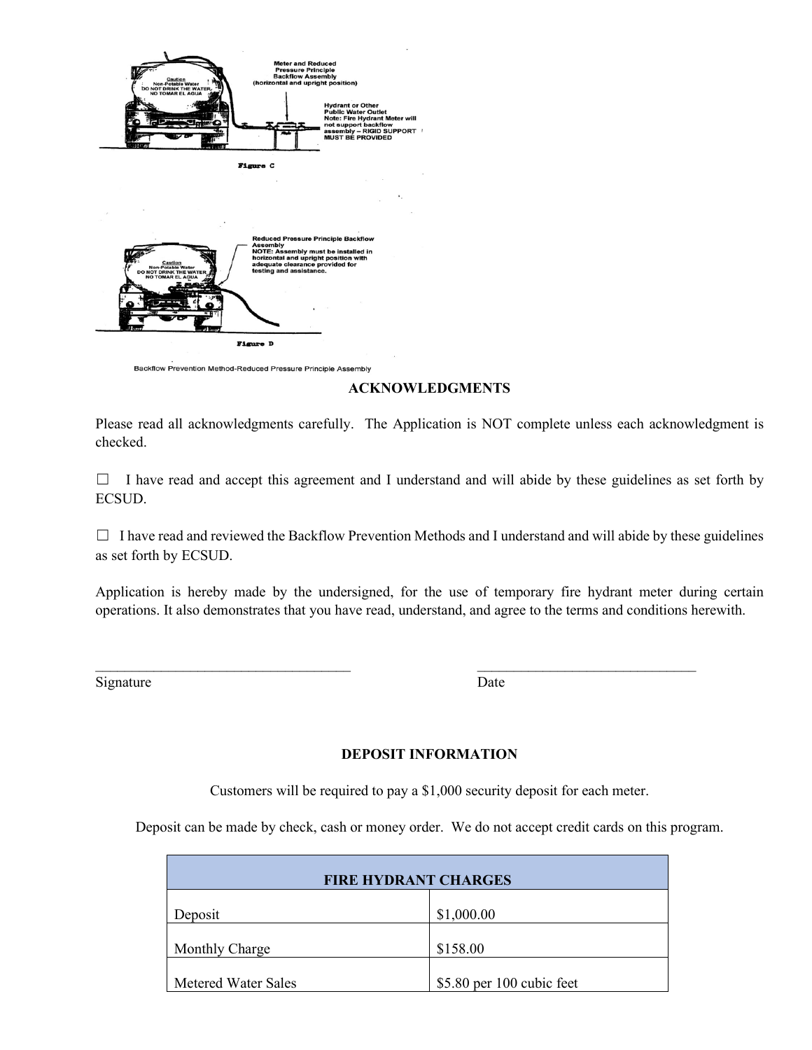Meter and Reduced Pressure Principle Backflow Assembly (horizontal and upright position)

Hydrant or Other Public Water Outlet
Note: Fire Hydrant Meter will not support backflow assembly – RIGID SUPPORT MUST BE PROVIDED

Caution
Non-Potable Water
DO NOT DRINK THE WATER
NO TOMAR EL AGUA

Figure C

Reduced Pressure Principle Backflow Assembly
NOTE: Assembly must be installed in horizontal and upright position with adequate clearance provided for testing and assistance.

Caution
Non-Potable Water
DO NOT DRINK THE WATER
NO TOMAR EL AGUA

Figure D

Backflow Prevention Method-Reduced Pressure Principle Assembly

## ACKNOWLEDGMENTS

Please read all acknowledgments carefully. The Application is NOT complete unless each acknowledgment is checked.

☐ I have read and accept this agreement and I understand and will abide by these guidelines as set forth by ECSUD.

☐ I have read and reviewed the Backflow Prevention Methods and I understand and will abide by these guidelines as set forth by ECSUD.

Application is hereby made by the undersigned, for the use of temporary fire hydrant meter during certain operations. It also demonstrates that you have read, understand, and agree to the terms and conditions herewith.

\_\_\_\_\_\_\_\_\_\_\_\_\_\_\_\_\_\_\_\_\_\_\_\_\_\_\_\_\_\_\_\_\_\_\_\_ \_\_\_\_\_\_\_\_\_\_\_\_\_\_\_\_\_\_\_\_\_\_\_\_\_\_\_\_\_\_\_
Signature Date

## DEPOSIT INFORMATION

Customers will be required to pay a $1,000 security deposit for each meter.

Deposit can be made by check, cash or money order. We do not accept credit cards on this program.

| FIRE HYDRANT CHARGES | |
|---|---|
| Deposit | $1,000.00 |
| Monthly Charge | $158.00 |
| Metered Water Sales | $5.80 per 100 cubic feet |